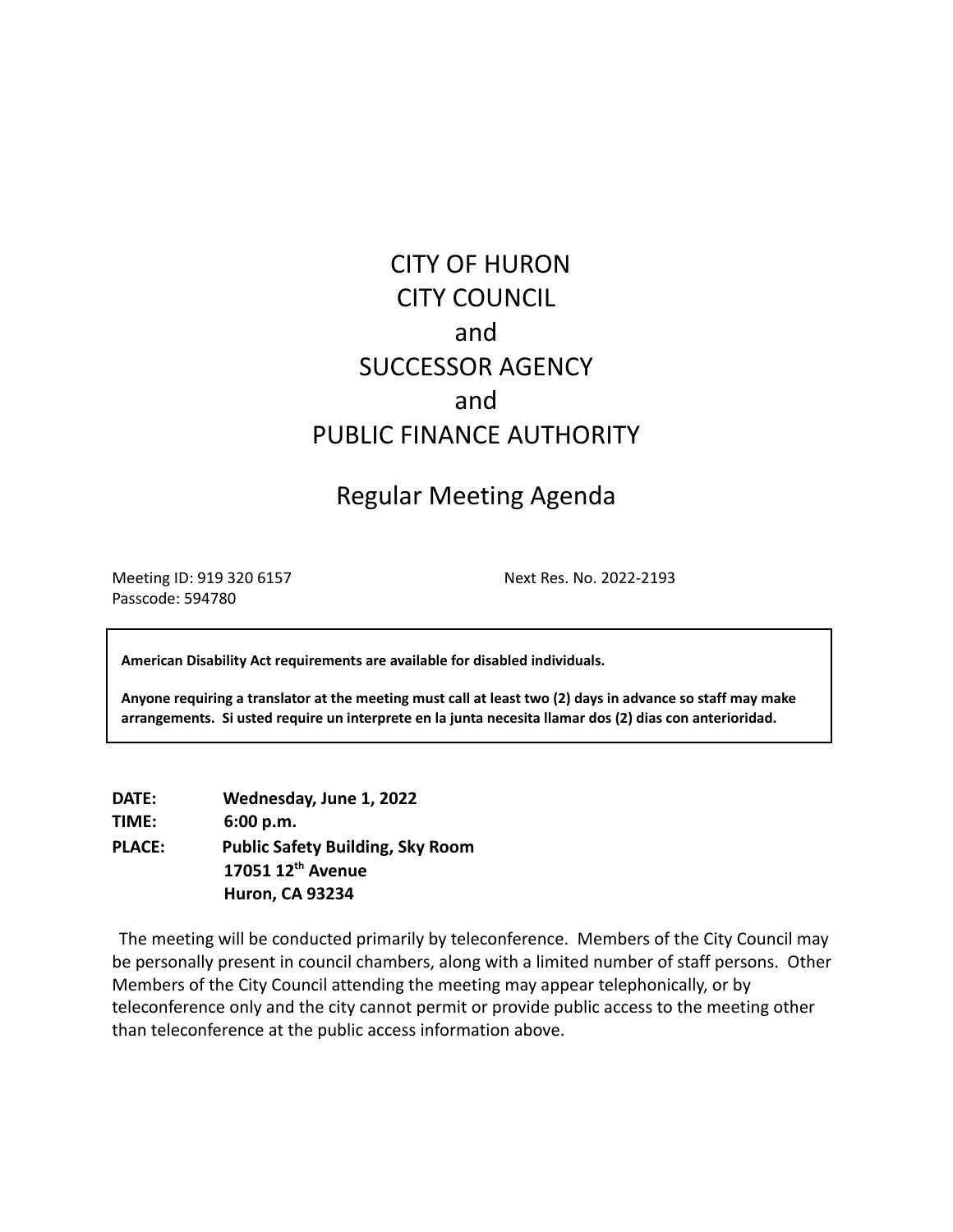# CITY OF HURON
# CITY COUNCIL
# and
# SUCCESSOR AGENCY
# and
# PUBLIC FINANCE AUTHORITY

## Regular Meeting Agenda

Meeting ID: 919 320 6157
Passcode: 594780

Next Res. No. 2022-2193

> **American Disability Act requirements are available for disabled individuals.**
>
> **Anyone requiring a translator at the meeting must call at least two (2) days in advance so staff may make arrangements. Si usted require un interprete en la junta necesita llamar dos (2) dias con anterioridad.**

**DATE:** **Wednesday, June 1, 2022**
**TIME:** **6:00 p.m.**
**PLACE:** **Public Safety Building, Sky Room**
**17051 12th Avenue**
**Huron, CA 93234**

The meeting will be conducted primarily by teleconference. Members of the City Council may be personally present in council chambers, along with a limited number of staff persons. Other Members of the City Council attending the meeting may appear telephonically, or by teleconference only and the city cannot permit or provide public access to the meeting other than teleconference at the public access information above.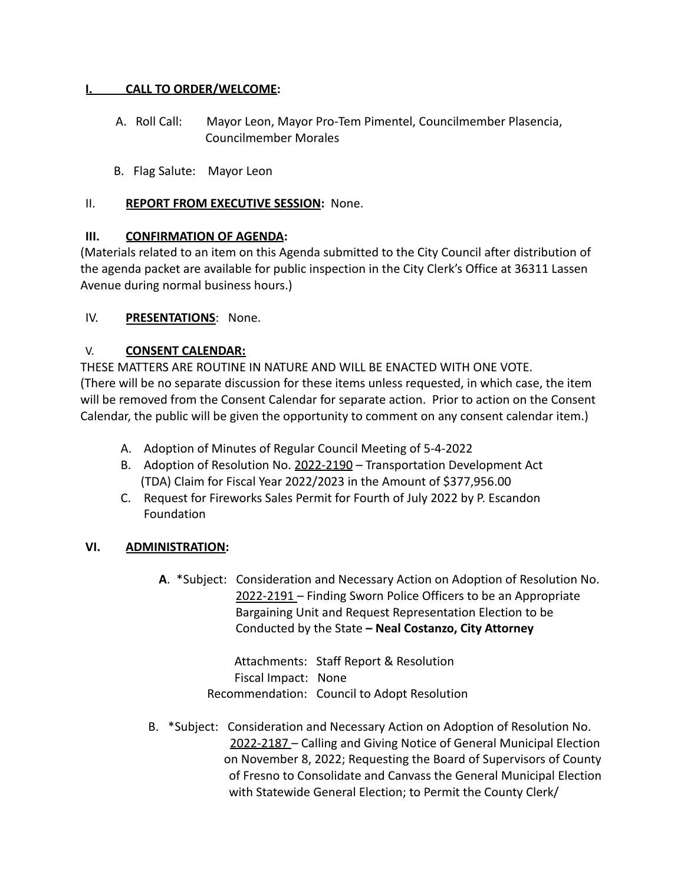## I. CALL TO ORDER/WELCOME:

A. Roll Call: Mayor Leon, Mayor Pro-Tem Pimentel, Councilmember Plasencia, Councilmember Morales

B. Flag Salute: Mayor Leon

## II. REPORT FROM EXECUTIVE SESSION: None.

## III. CONFIRMATION OF AGENDA:

(Materials related to an item on this Agenda submitted to the City Council after distribution of the agenda packet are available for public inspection in the City Clerk's Office at 36311 Lassen Avenue during normal business hours.)

## IV. PRESENTATIONS: None.

## V. CONSENT CALENDAR:

THESE MATTERS ARE ROUTINE IN NATURE AND WILL BE ENACTED WITH ONE VOTE. (There will be no separate discussion for these items unless requested, in which case, the item will be removed from the Consent Calendar for separate action. Prior to action on the Consent Calendar, the public will be given the opportunity to comment on any consent calendar item.)

A. Adoption of Minutes of Regular Council Meeting of 5-4-2022
B. Adoption of Resolution No. 2022-2190 – Transportation Development Act (TDA) Claim for Fiscal Year 2022/2023 in the Amount of $377,956.00
C. Request for Fireworks Sales Permit for Fourth of July 2022 by P. Escandon Foundation

## VI. ADMINISTRATION:

**A**. *Subject: Consideration and Necessary Action on Adoption of Resolution No. 2022-2191 – Finding Sworn Police Officers to be an Appropriate Bargaining Unit and Request Representation Election to be Conducted by the State **– Neal Costanzo, City Attorney**

Attachments: Staff Report & Resolution
Fiscal Impact: None
Recommendation: Council to Adopt Resolution

B. *Subject: Consideration and Necessary Action on Adoption of Resolution No. 2022-2187 – Calling and Giving Notice of General Municipal Election on November 8, 2022; Requesting the Board of Supervisors of County of Fresno to Consolidate and Canvass the General Municipal Election with Statewide General Election; to Permit the County Clerk/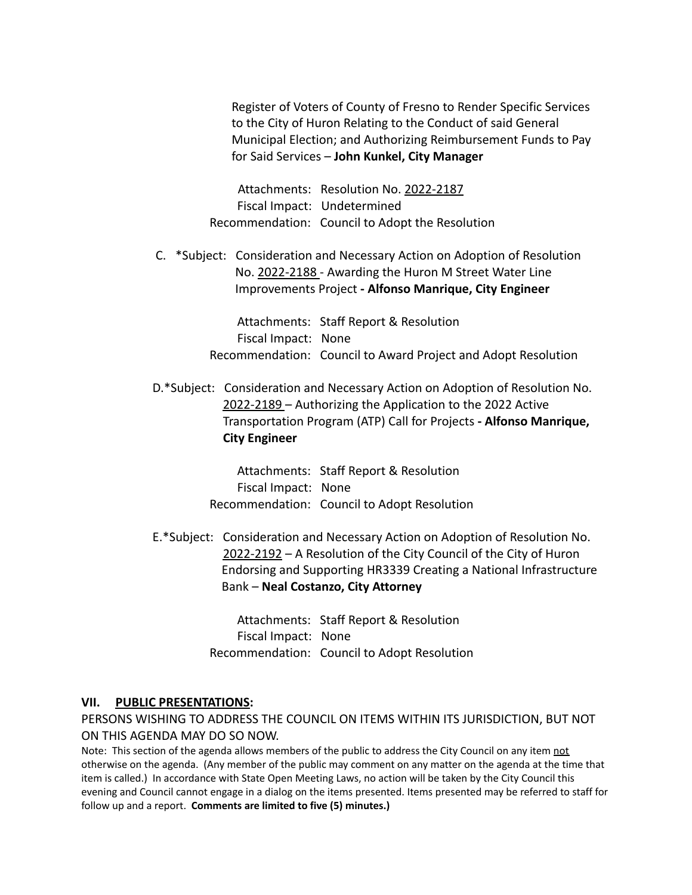Register of Voters of County of Fresno to Render Specific Services to the City of Huron Relating to the Conduct of said General Municipal Election; and Authorizing Reimbursement Funds to Pay for Said Services – **John Kunkel, City Manager**

Attachments: Resolution No. 2022-2187
Fiscal Impact: Undetermined
Recommendation: Council to Adopt the Resolution

C. *Subject: Consideration and Necessary Action on Adoption of Resolution No. 2022-2188 - Awarding the Huron M Street Water Line Improvements Project **- Alfonso Manrique, City Engineer**

Attachments: Staff Report & Resolution
Fiscal Impact: None
Recommendation: Council to Award Project and Adopt Resolution

D.*Subject: Consideration and Necessary Action on Adoption of Resolution No. 2022-2189 – Authorizing the Application to the 2022 Active Transportation Program (ATP) Call for Projects **- Alfonso Manrique, City Engineer**

Attachments: Staff Report & Resolution
Fiscal Impact: None
Recommendation: Council to Adopt Resolution

E.*Subject: Consideration and Necessary Action on Adoption of Resolution No. 2022-2192 – A Resolution of the City Council of the City of Huron Endorsing and Supporting HR3339 Creating a National Infrastructure Bank – **Neal Costanzo, City Attorney**

Attachments: Staff Report & Resolution
Fiscal Impact: None
Recommendation: Council to Adopt Resolution

## VII. PUBLIC PRESENTATIONS:

PERSONS WISHING TO ADDRESS THE COUNCIL ON ITEMS WITHIN ITS JURISDICTION, BUT NOT ON THIS AGENDA MAY DO SO NOW.

Note: This section of the agenda allows members of the public to address the City Council on any item not otherwise on the agenda. (Any member of the public may comment on any matter on the agenda at the time that item is called.) In accordance with State Open Meeting Laws, no action will be taken by the City Council this evening and Council cannot engage in a dialog on the items presented. Items presented may be referred to staff for follow up and a report. **Comments are limited to five (5) minutes.)**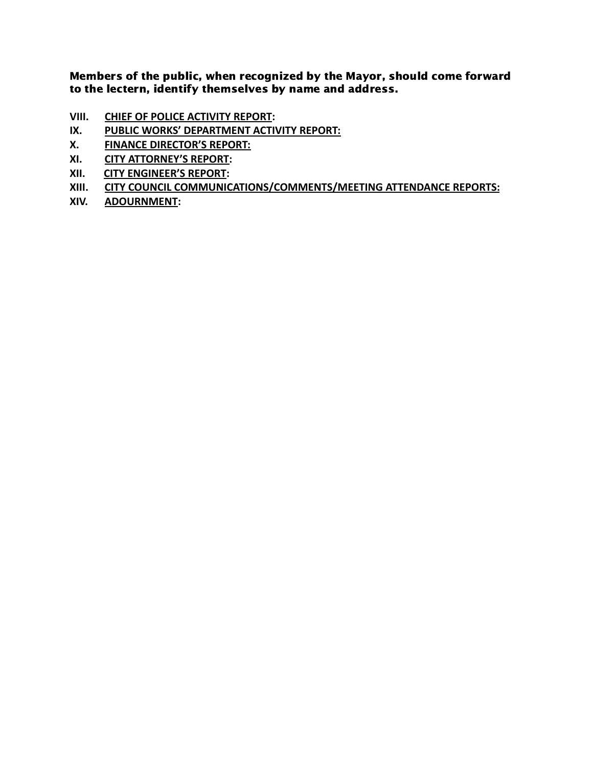**Members of the public, when recognized by the Mayor, should come forward to the lectern, identify themselves by name and address.**

**VIII. <u>CHIEF OF POLICE ACTIVITY REPORT</u>:**

**IX. <u>PUBLIC WORKS' DEPARTMENT ACTIVITY REPORT:</u>**

**X. <u>FINANCE DIRECTOR'S REPORT:</u>**

**XI. <u>CITY ATTORNEY'S REPORT</u>:**

**XII. <u>CITY ENGINEER'S REPORT</u>:**

**XIII. <u>CITY COUNCIL COMMUNICATIONS/COMMENTS/MEETING ATTENDANCE REPORTS:</u>**

**XIV. <u>ADOURNMENT</u>:**